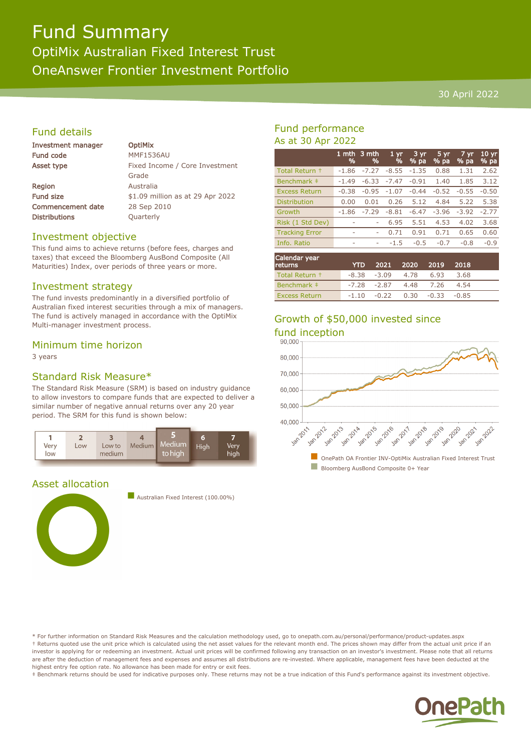# Fund Summary

## OptiMix Australian Fixed Interest Trust

## OneAnswer Frontier Investment Portfolio

30 April 2022

## Fund details

| | |
|---|---|
| **Investment manager** | **OptiMix** |
| **Fund code** | MMF1536AU |
| **Asset type** | Fixed Income / Core Investment Grade |
| **Region** | Australia |
| **Fund size** | $1.09 million as at 29 Apr 2022 |
| **Commencement date** | 28 Sep 2010 |
| **Distributions** | Quarterly |

## Investment objective

This fund aims to achieve returns (before fees, charges and taxes) that exceed the Bloomberg AusBond Composite (All Maturities) Index, over periods of three years or more.

## Investment strategy

The fund invests predominantly in a diversified portfolio of Australian fixed interest securities through a mix of managers. The fund is actively managed in accordance with the OptiMix Multi-manager investment process.

## Minimum time horizon

3 years

## Standard Risk Measure*

The Standard Risk Measure (SRM) is based on industry guidance to allow investors to compare funds that are expected to deliver a similar number of negative annual returns over any 20 year period. The SRM for this fund is shown below:

| 1 | 2 | 3 | 4 | 5 | 6 | 7 |
|---|---|---|---|---|---|---|
| Very low | Low | Low to medium | Medium | **Medium to high** | High | Very high |

## Asset allocation

Australian Fixed Interest (100.00%)

## Fund performance

As at 30 Apr 2022

| | 1 mth % | 3 mth % | 1 yr % | 3 yr % pa | 5 yr % pa | 7 yr % pa | 10 yr % pa |
|---|---|---|---|---|---|---|---|
| Total Return † | -1.86 | -7.27 | -8.55 | -1.35 | 0.88 | 1.31 | 2.62 |
| Benchmark ‡ | -1.49 | -6.33 | -7.47 | -0.91 | 1.40 | 1.85 | 3.12 |
| Excess Return | -0.38 | -0.95 | -1.07 | -0.44 | -0.52 | -0.55 | -0.50 |
| Distribution | 0.00 | 0.01 | 0.26 | 5.12 | 4.84 | 5.22 | 5.38 |
| Growth | -1.86 | -7.29 | -8.81 | -6.47 | -3.96 | -3.92 | -2.77 |
| Risk (1 Std Dev) | - | - | 6.95 | 5.51 | 4.53 | 4.02 | 3.68 |
| Tracking Error | - | - | 0.71 | 0.91 | 0.71 | 0.65 | 0.60 |
| Info. Ratio | - | - | -1.5 | -0.5 | -0.7 | -0.8 | -0.9 |

| Calendar year returns | YTD | 2021 | 2020 | 2019 | 2018 |
|---|---|---|---|---|---|
| Total Return † | -8.38 | -3.09 | 4.78 | 6.93 | 3.68 |
| Benchmark ‡ | -7.28 | -2.87 | 4.48 | 7.26 | 4.54 |
| Excess Return | -1.10 | -0.22 | 0.30 | -0.33 | -0.85 |

## Growth of $50,000 invested since fund inception

90,000
80,000
70,000
60,000
50,000
40,000

Jan 2011 Jan 2012 Jan 2013 Jan 2014 Jan 2015 Jan 2016 Jan 2017 Jan 2018 Jan 2019 Jan 2020 Jan 2021 Jan 2022

OnePath OA Frontier INV-OptiMix Australian Fixed Interest Trust
Bloomberg AusBond Composite 0+ Year

\* For further information on Standard Risk Measures and the calculation methodology used, go to onepath.com.au/personal/performance/product-updates.aspx

† Returns quoted use the unit price which is calculated using the net asset values for the relevant month end. The prices shown may differ from the actual unit price if an investor is applying for or redeeming an investment. Actual unit prices will be confirmed following any transaction on an investor's investment. Please note that all returns are after the deduction of management fees and expenses and assumes all distributions are re-invested. Where applicable, management fees have been deducted at the highest entry fee option rate. No allowance has been made for entry or exit fees.

‡ Benchmark returns should be used for indicative purposes only. These returns may not be a true indication of this Fund's performance against its investment objective.

OnePath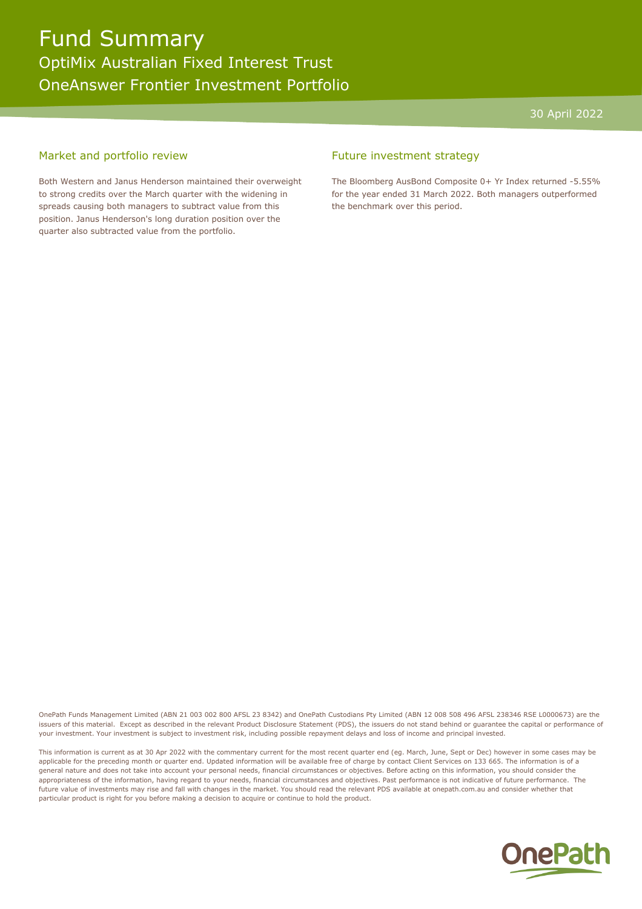# Fund Summary

## OptiMix Australian Fixed Interest Trust

## OneAnswer Frontier Investment Portfolio

30 April 2022

### Market and portfolio review

Both Western and Janus Henderson maintained their overweight to strong credits over the March quarter with the widening in spreads causing both managers to subtract value from this position. Janus Henderson's long duration position over the quarter also subtracted value from the portfolio.

### Future investment strategy

The Bloomberg AusBond Composite 0+ Yr Index returned -5.55% for the year ended 31 March 2022. Both managers outperformed the benchmark over this period.

OnePath Funds Management Limited (ABN 21 003 002 800 AFSL 23 8342) and OnePath Custodians Pty Limited (ABN 12 008 508 496 AFSL 238346 RSE L0000673) are the issuers of this material. Except as described in the relevant Product Disclosure Statement (PDS), the issuers do not stand behind or guarantee the capital or performance of your investment. Your investment is subject to investment risk, including possible repayment delays and loss of income and principal invested.

This information is current as at 30 Apr 2022 with the commentary current for the most recent quarter end (eg. March, June, Sept or Dec) however in some cases may be applicable for the preceding month or quarter end. Updated information will be available free of charge by contact Client Services on 133 665. The information is of a general nature and does not take into account your personal needs, financial circumstances or objectives. Before acting on this information, you should consider the appropriateness of the information, having regard to your needs, financial circumstances and objectives. Past performance is not indicative of future performance. The future value of investments may rise and fall with changes in the market. You should read the relevant PDS available at onepath.com.au and consider whether that particular product is right for you before making a decision to acquire or continue to hold the product.

OnePath